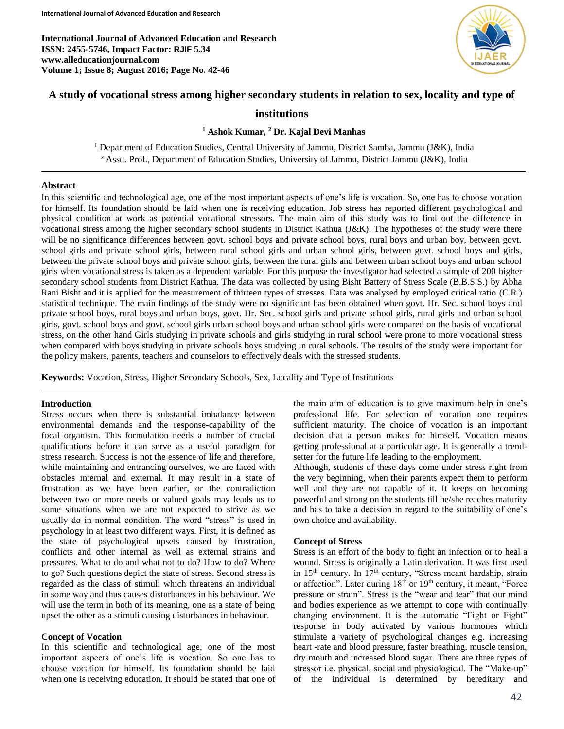# A study of vocational stress among higher secondary students in relation to sex, locality and type of institutions

**[1] Ashok Kumar, [2] Dr. Kajal Devi Manhas**

[1] Department of Education Studies, Central University of Jammu, District Samba, Jammu (J&K), India
[2] Asstt. Prof., Department of Education Studies, University of Jammu, District Jammu (J&K), India

## Abstract

In this scientific and technological age, one of the most important aspects of one's life is vocation. So, one has to choose vocation for himself. Its foundation should be laid when one is receiving education. Job stress has reported different psychological and physical condition at work as potential vocational stressors. The main aim of this study was to find out the difference in vocational stress among the higher secondary school students in District Kathua (J&K). The hypotheses of the study were there will be no significance differences between govt. school boys and private school boys, rural boys and urban boy, between govt. school girls and private school girls, between rural school girls and urban school girls, between govt. school boys and girls, between the private school boys and private school girls, between the rural girls and between urban school boys and urban school girls when vocational stress is taken as a dependent variable. For this purpose the investigator had selected a sample of 200 higher secondary school students from District Kathua. The data was collected by using Bisht Battery of Stress Scale (B.B.S.S.) by Abha Rani Bisht and it is applied for the measurement of thirteen types of stresses. Data was analysed by employed critical ratio (C.R.) statistical technique. The main findings of the study were no significant has been obtained when govt. Hr. Sec. school boys and private school boys, rural boys and urban boys, govt. Hr. Sec. school girls and private school girls, rural girls and urban school girls, govt. school boys and govt. school girls urban school boys and urban school girls were compared on the basis of vocational stress, on the other hand Girls studying in private schools and girls studying in rural school were prone to more vocational stress when compared with boys studying in private schools boys studying in rural schools. The results of the study were important for the policy makers, parents, teachers and counselors to effectively deals with the stressed students.

**Keywords:** Vocation, Stress, Higher Secondary Schools, Sex, Locality and Type of Institutions

## Introduction

Stress occurs when there is substantial imbalance between environmental demands and the response-capability of the focal organism. This formulation needs a number of crucial qualifications before it can serve as a useful paradigm for stress research. Success is not the essence of life and therefore, while maintaining and entrancing ourselves, we are faced with obstacles internal and external. It may result in a state of frustration as we have been earlier, or the contradiction between two or more needs or valued goals may leads us to some situations when we are not expected to strive as we usually do in normal condition. The word "stress" is used in psychology in at least two different ways. First, it is defined as the state of psychological upsets caused by frustration, conflicts and other internal as well as external strains and pressures. What to do and what not to do? How to do? Where to go? Such questions depict the state of stress. Second stress is regarded as the class of stimuli which threatens an individual in some way and thus causes disturbances in his behaviour. We will use the term in both of its meaning, one as a state of being upset the other as a stimuli causing disturbances in behaviour.

### Concept of Vocation

In this scientific and technological age, one of the most important aspects of one's life is vocation. So one has to choose vocation for himself. Its foundation should be laid when one is receiving education. It should be stated that one of the main aim of education is to give maximum help in one's professional life. For selection of vocation one requires sufficient maturity. The choice of vocation is an important decision that a person makes for himself. Vocation means getting professional at a particular age. It is generally a trend-setter for the future life leading to the employment.

Although, students of these days come under stress right from the very beginning, when their parents expect them to perform well and they are not capable of it. It keeps on becoming powerful and strong on the students till he/she reaches maturity and has to take a decision in regard to the suitability of one's own choice and availability.

### Concept of Stress

Stress is an effort of the body to fight an infection or to heal a wound. Stress is originally a Latin derivation. It was first used in 15th century. In 17th century, "Stress meant hardship, strain or affection". Later during 18th or 19th century, it meant, "Force pressure or strain". Stress is the "wear and tear" that our mind and bodies experience as we attempt to cope with continually changing environment. It is the automatic "Fight or Fight" response in body activated by various hormones which stimulate a variety of psychological changes e.g. increasing heart -rate and blood pressure, faster breathing, muscle tension, dry mouth and increased blood sugar. There are three types of stressor i.e. physical, social and physiological. The "Make-up" of the individual is determined by hereditary and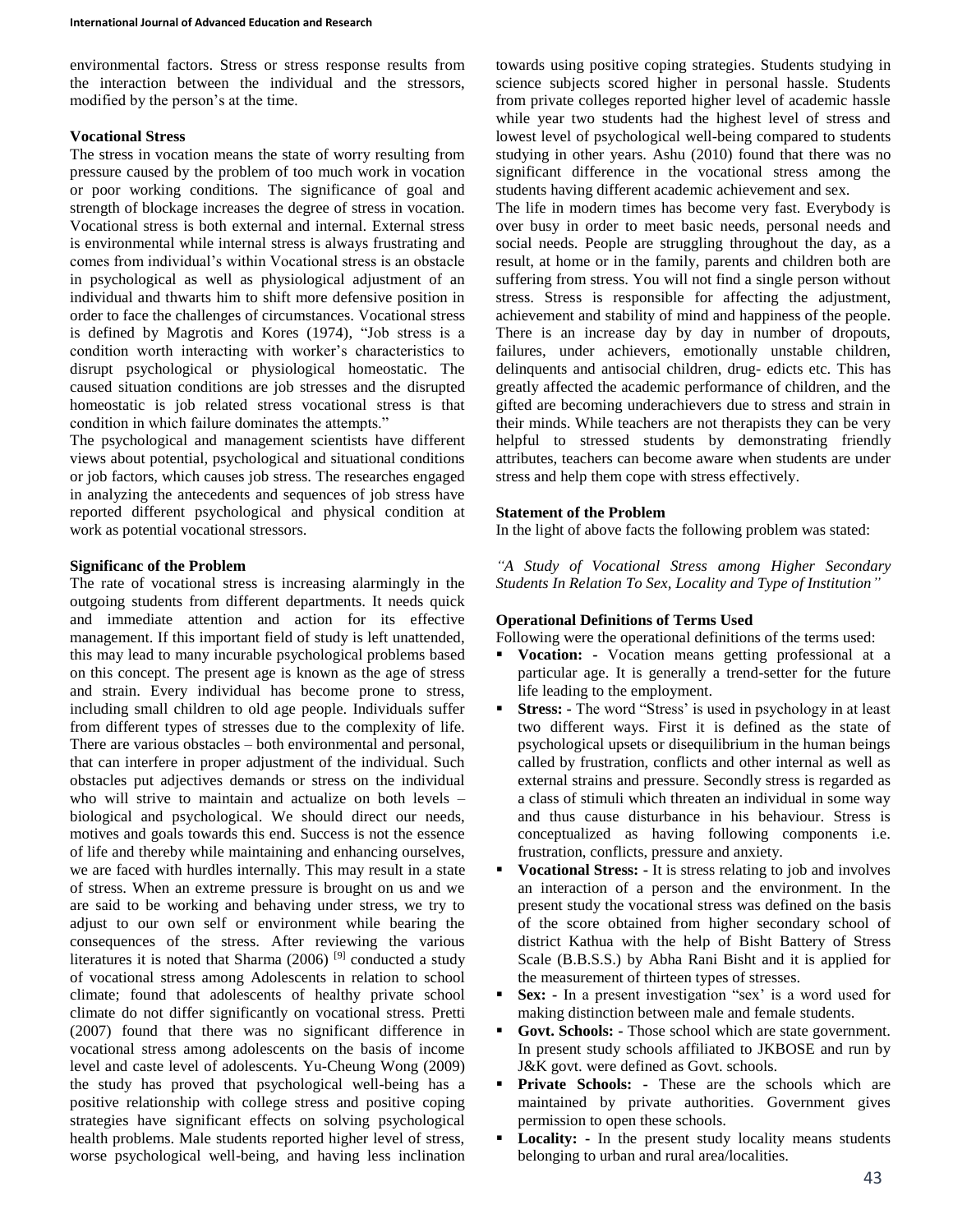environmental factors. Stress or stress response results from the interaction between the individual and the stressors, modified by the person's at the time.

### Vocational Stress

The stress in vocation means the state of worry resulting from pressure caused by the problem of too much work in vocation or poor working conditions. The significance of goal and strength of blockage increases the degree of stress in vocation. Vocational stress is both external and internal. External stress is environmental while internal stress is always frustrating and comes from individual's within Vocational stress is an obstacle in psychological as well as physiological adjustment of an individual and thwarts him to shift more defensive position in order to face the challenges of circumstances. Vocational stress is defined by Magrotis and Kores (1974), "Job stress is a condition worth interacting with worker's characteristics to disrupt psychological or physiological homeostatic. The caused situation conditions are job stresses and the disrupted homeostatic is job related stress vocational stress is that condition in which failure dominates the attempts."

The psychological and management scientists have different views about potential, psychological and situational conditions or job factors, which causes job stress. The researches engaged in analyzing the antecedents and sequences of job stress have reported different psychological and physical condition at work as potential vocational stressors.

### Significanc of the Problem

The rate of vocational stress is increasing alarmingly in the outgoing students from different departments. It needs quick and immediate attention and action for its effective management. If this important field of study is left unattended, this may lead to many incurable psychological problems based on this concept. The present age is known as the age of stress and strain. Every individual has become prone to stress, including small children to old age people. Individuals suffer from different types of stresses due to the complexity of life. There are various obstacles – both environmental and personal, that can interfere in proper adjustment of the individual. Such obstacles put adjectives demands or stress on the individual who will strive to maintain and actualize on both levels – biological and psychological. We should direct our needs, motives and goals towards this end. Success is not the essence of life and thereby while maintaining and enhancing ourselves, we are faced with hurdles internally. This may result in a state of stress. When an extreme pressure is brought on us and we are said to be working and behaving under stress, we try to adjust to our own self or environment while bearing the consequences of the stress. After reviewing the various literatures it is noted that Sharma (2006) [9] conducted a study of vocational stress among Adolescents in relation to school climate; found that adolescents of healthy private school climate do not differ significantly on vocational stress. Pretti (2007) found that there was no significant difference in vocational stress among adolescents on the basis of income level and caste level of adolescents. Yu-Cheung Wong (2009) the study has proved that psychological well-being has a positive relationship with college stress and positive coping strategies have significant effects on solving psychological health problems. Male students reported higher level of stress, worse psychological well-being, and having less inclination towards using positive coping strategies. Students studying in science subjects scored higher in personal hassle. Students from private colleges reported higher level of academic hassle while year two students had the highest level of stress and lowest level of psychological well-being compared to students studying in other years. Ashu (2010) found that there was no significant difference in the vocational stress among the students having different academic achievement and sex.

The life in modern times has become very fast. Everybody is over busy in order to meet basic needs, personal needs and social needs. People are struggling throughout the day, as a result, at home or in the family, parents and children both are suffering from stress. You will not find a single person without stress. Stress is responsible for affecting the adjustment, achievement and stability of mind and happiness of the people. There is an increase day by day in number of dropouts, failures, under achievers, emotionally unstable children, delinquents and antisocial children, drug- edicts etc. This has greatly affected the academic performance of children, and the gifted are becoming underachievers due to stress and strain in their minds. While teachers are not therapists they can be very helpful to stressed students by demonstrating friendly attributes, teachers can become aware when students are under stress and help them cope with stress effectively.

### Statement of the Problem

In the light of above facts the following problem was stated:

*"A Study of Vocational Stress among Higher Secondary Students In Relation To Sex, Locality and Type of Institution"*

### Operational Definitions of Terms Used

Following were the operational definitions of the terms used:

- **Vocation: -** Vocation means getting professional at a particular age. It is generally a trend-setter for the future life leading to the employment.
- **Stress: -** The word "Stress' is used in psychology in at least two different ways. First it is defined as the state of psychological upsets or disequilibrium in the human beings called by frustration, conflicts and other internal as well as external strains and pressure. Secondly stress is regarded as a class of stimuli which threaten an individual in some way and thus cause disturbance in his behaviour. Stress is conceptualized as having following components i.e. frustration, conflicts, pressure and anxiety.
- **Vocational Stress: -** It is stress relating to job and involves an interaction of a person and the environment. In the present study the vocational stress was defined on the basis of the score obtained from higher secondary school of district Kathua with the help of Bisht Battery of Stress Scale (B.B.S.S.) by Abha Rani Bisht and it is applied for the measurement of thirteen types of stresses.
- **Sex: -** In a present investigation "sex' is a word used for making distinction between male and female students.
- **Govt. Schools: -** Those school which are state government. In present study schools affiliated to JKBOSE and run by J&K govt. were defined as Govt. schools.
- **Private Schools: -** These are the schools which are maintained by private authorities. Government gives permission to open these schools.
- **Locality: -** In the present study locality means students belonging to urban and rural area/localities.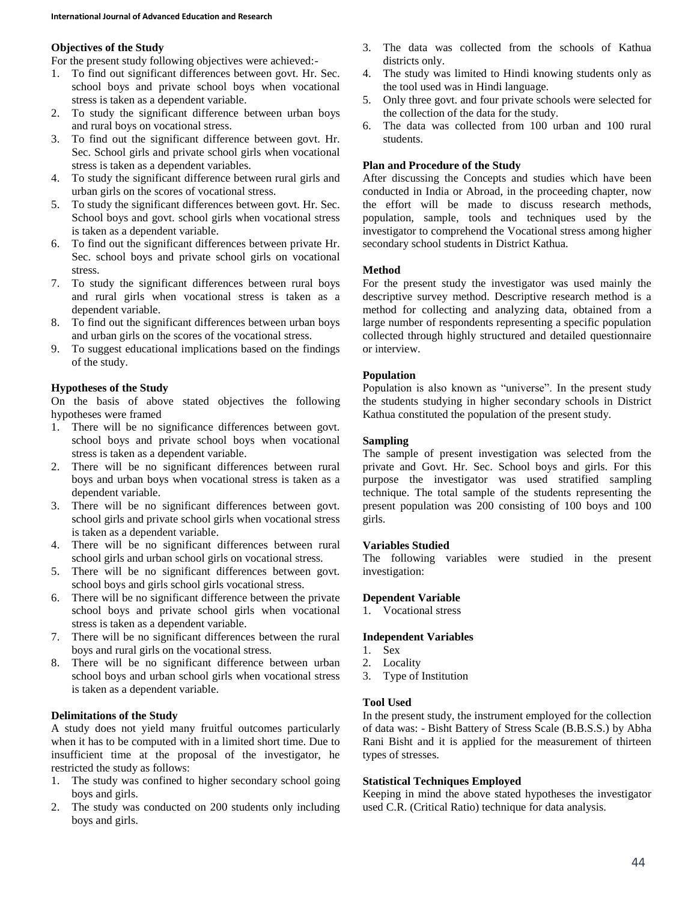### Objectives of the Study

For the present study following objectives were achieved:-

1. To find out significant differences between govt. Hr. Sec. school boys and private school boys when vocational stress is taken as a dependent variable.
2. To study the significant difference between urban boys and rural boys on vocational stress.
3. To find out the significant difference between govt. Hr. Sec. School girls and private school girls when vocational stress is taken as a dependent variables.
4. To study the significant difference between rural girls and urban girls on the scores of vocational stress.
5. To study the significant differences between govt. Hr. Sec. School boys and govt. school girls when vocational stress is taken as a dependent variable.
6. To find out the significant differences between private Hr. Sec. school boys and private school girls on vocational stress.
7. To study the significant differences between rural boys and rural girls when vocational stress is taken as a dependent variable.
8. To find out the significant differences between urban boys and urban girls on the scores of the vocational stress.
9. To suggest educational implications based on the findings of the study.

### Hypotheses of the Study

On the basis of above stated objectives the following hypotheses were framed

1. There will be no significance differences between govt. school boys and private school boys when vocational stress is taken as a dependent variable.
2. There will be no significant differences between rural boys and urban boys when vocational stress is taken as a dependent variable.
3. There will be no significant differences between govt. school girls and private school girls when vocational stress is taken as a dependent variable.
4. There will be no significant differences between rural school girls and urban school girls on vocational stress.
5. There will be no significant differences between govt. school boys and girls school girls vocational stress.
6. There will be no significant difference between the private school boys and private school girls when vocational stress is taken as a dependent variable.
7. There will be no significant differences between the rural boys and rural girls on the vocational stress.
8. There will be no significant difference between urban school boys and urban school girls when vocational stress is taken as a dependent variable.

### Delimitations of the Study

A study does not yield many fruitful outcomes particularly when it has to be computed with in a limited short time. Due to insufficient time at the proposal of the investigator, he restricted the study as follows:

1. The study was confined to higher secondary school going boys and girls.
2. The study was conducted on 200 students only including boys and girls.
3. The data was collected from the schools of Kathua districts only.
4. The study was limited to Hindi knowing students only as the tool used was in Hindi language.
5. Only three govt. and four private schools were selected for the collection of the data for the study.
6. The data was collected from 100 urban and 100 rural students.

### Plan and Procedure of the Study

After discussing the Concepts and studies which have been conducted in India or Abroad, in the proceeding chapter, now the effort will be made to discuss research methods, population, sample, tools and techniques used by the investigator to comprehend the Vocational stress among higher secondary school students in District Kathua.

### Method

For the present study the investigator was used mainly the descriptive survey method. Descriptive research method is a method for collecting and analyzing data, obtained from a large number of respondents representing a specific population collected through highly structured and detailed questionnaire or interview.

### Population

Population is also known as "universe". In the present study the students studying in higher secondary schools in District Kathua constituted the population of the present study.

### Sampling

The sample of present investigation was selected from the private and Govt. Hr. Sec. School boys and girls. For this purpose the investigator was used stratified sampling technique. The total sample of the students representing the present population was 200 consisting of 100 boys and 100 girls.

### Variables Studied

The following variables were studied in the present investigation:

### Dependent Variable

1. Vocational stress

### Independent Variables

1. Sex
2. Locality
3. Type of Institution

### Tool Used

In the present study, the instrument employed for the collection of data was: - Bisht Battery of Stress Scale (B.B.S.S.) by Abha Rani Bisht and it is applied for the measurement of thirteen types of stresses.

### Statistical Techniques Employed

Keeping in mind the above stated hypotheses the investigator used C.R. (Critical Ratio) technique for data analysis.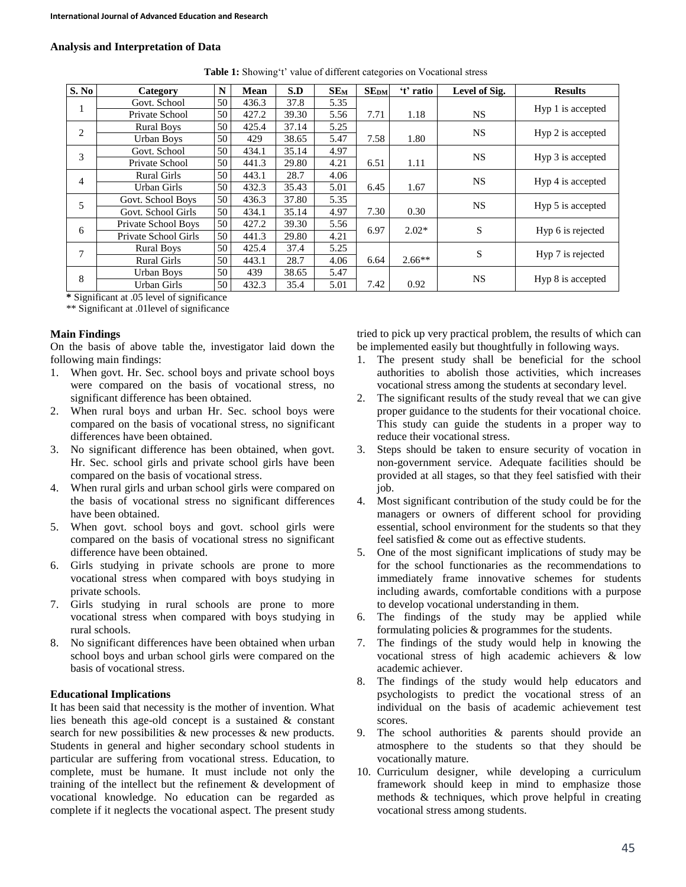## Analysis and Interpretation of Data

**Table 1:** Showing't' value of different categories on Vocational stress

| S. No | Category | N | Mean | S.D | $SE_M$ | $SE_{DM}$ | 't' ratio | Level of Sig. | Results |
|---|---|---|---|---|---|---|---|---|---|
| 1 | Govt. School | 50 | 436.3 | 37.8 | 5.35 | 7.71 | 1.18 | NS | Hyp 1 is accepted |
| | Private School | 50 | 427.2 | 39.30 | 5.56 | | | | |
| 2 | Rural Boys | 50 | 425.4 | 37.14 | 5.25 | 7.58 | 1.80 | NS | Hyp 2 is accepted |
| | Urban Boys | 50 | 429 | 38.65 | 5.47 | | | | |
| 3 | Govt. School | 50 | 434.1 | 35.14 | 4.97 | 6.51 | 1.11 | NS | Hyp 3 is accepted |
| | Private School | 50 | 441.3 | 29.80 | 4.21 | | | | |
| 4 | Rural Girls | 50 | 443.1 | 28.7 | 4.06 | 6.45 | 1.67 | NS | Hyp 4 is accepted |
| | Urban Girls | 50 | 432.3 | 35.43 | 5.01 | | | | |
| 5 | Govt. School Boys | 50 | 436.3 | 37.80 | 5.35 | 7.30 | 0.30 | NS | Hyp 5 is accepted |
| | Govt. School Girls | 50 | 434.1 | 35.14 | 4.97 | | | | |
| 6 | Private School Boys | 50 | 427.2 | 39.30 | 5.56 | 6.97 | 2.02* | S | Hyp 6 is rejected |
| | Private School Girls | 50 | 441.3 | 29.80 | 4.21 | | | | |
| 7 | Rural Boys | 50 | 425.4 | 37.4 | 5.25 | 6.64 | 2.66** | S | Hyp 7 is rejected |
| | Rural Girls | 50 | 443.1 | 28.7 | 4.06 | | | | |
| 8 | Urban Boys | 50 | 439 | 38.65 | 5.47 | 7.42 | 0.92 | NS | Hyp 8 is accepted |
| | Urban Girls | 50 | 432.3 | 35.4 | 5.01 | | | | |

**\*** Significant at .05 level of significance

** Significant at .01level of significance

### Main Findings

On the basis of above table the, investigator laid down the following main findings:

1. When govt. Hr. Sec. school boys and private school boys were compared on the basis of vocational stress, no significant difference has been obtained.
2. When rural boys and urban Hr. Sec. school boys were compared on the basis of vocational stress, no significant differences have been obtained.
3. No significant difference has been obtained, when govt. Hr. Sec. school girls and private school girls have been compared on the basis of vocational stress.
4. When rural girls and urban school girls were compared on the basis of vocational stress no significant differences have been obtained.
5. When govt. school boys and govt. school girls were compared on the basis of vocational stress no significant difference have been obtained.
6. Girls studying in private schools are prone to more vocational stress when compared with boys studying in private schools.
7. Girls studying in rural schools are prone to more vocational stress when compared with boys studying in rural schools.
8. No significant differences have been obtained when urban school boys and urban school girls were compared on the basis of vocational stress.

### Educational Implications

It has been said that necessity is the mother of invention. What lies beneath this age-old concept is a sustained & constant search for new possibilities & new processes & new products. Students in general and higher secondary school students in particular are suffering from vocational stress. Education, to complete, must be humane. It must include not only the training of the intellect but the refinement & development of vocational knowledge. No education can be regarded as complete if it neglects the vocational aspect. The present study tried to pick up very practical problem, the results of which can be implemented easily but thoughtfully in following ways.

1. The present study shall be beneficial for the school authorities to abolish those activities, which increases vocational stress among the students at secondary level.
2. The significant results of the study reveal that we can give proper guidance to the students for their vocational choice. This study can guide the students in a proper way to reduce their vocational stress.
3. Steps should be taken to ensure security of vocation in non-government service. Adequate facilities should be provided at all stages, so that they feel satisfied with their job.
4. Most significant contribution of the study could be for the managers or owners of different school for providing essential, school environment for the students so that they feel satisfied & come out as effective students.
5. One of the most significant implications of study may be for the school functionaries as the recommendations to immediately frame innovative schemes for students including awards, comfortable conditions with a purpose to develop vocational understanding in them.
6. The findings of the study may be applied while formulating policies & programmes for the students.
7. The findings of the study would help in knowing the vocational stress of high academic achievers & low academic achiever.
8. The findings of the study would help educators and psychologists to predict the vocational stress of an individual on the basis of academic achievement test scores.
9. The school authorities & parents should provide an atmosphere to the students so that they should be vocationally mature.
10. Curriculum designer, while developing a curriculum framework should keep in mind to emphasize those methods & techniques, which prove helpful in creating vocational stress among students.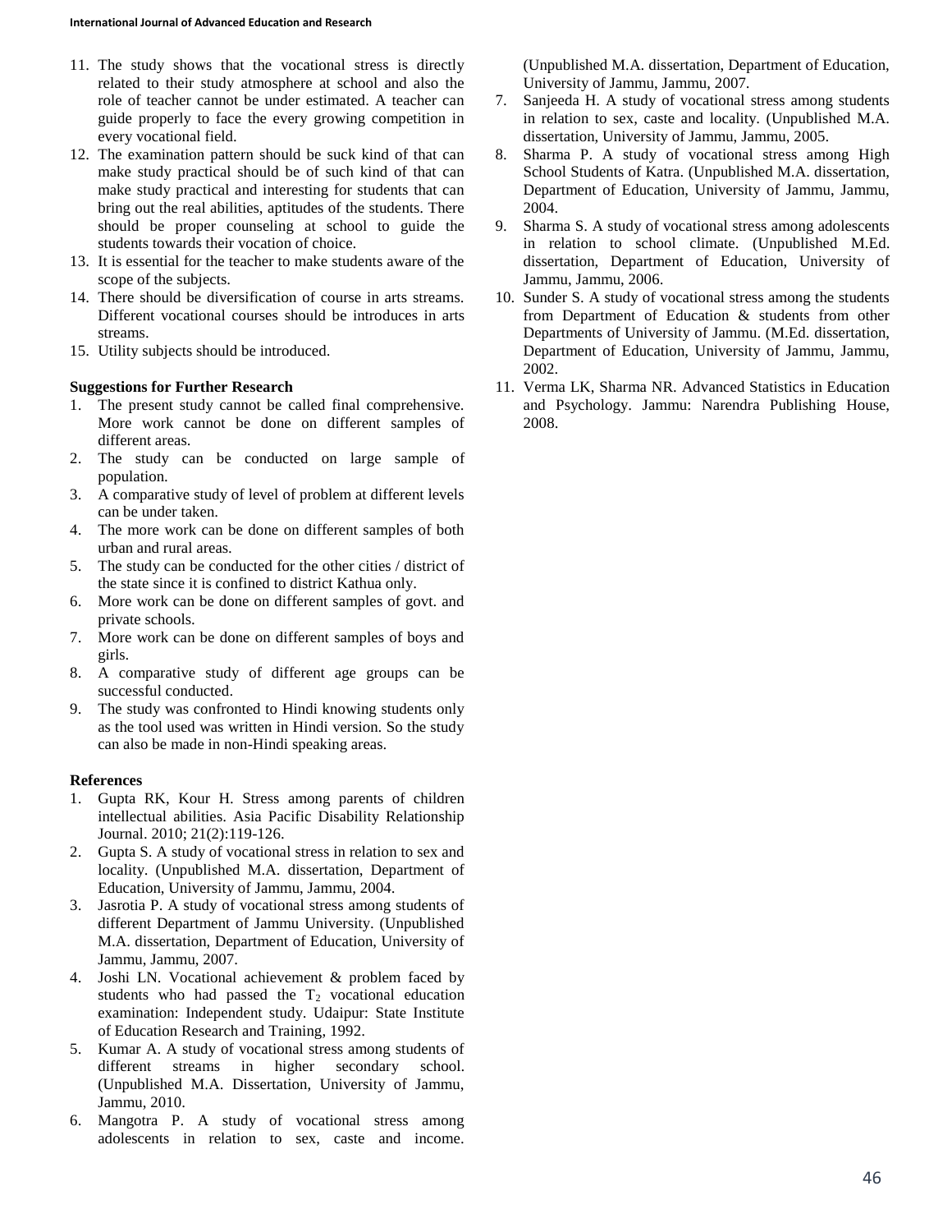11. The study shows that the vocational stress is directly related to their study atmosphere at school and also the role of teacher cannot be under estimated. A teacher can guide properly to face the every growing competition in every vocational field.
12. The examination pattern should be suck kind of that can make study practical should be of such kind of that can make study practical and interesting for students that can bring out the real abilities, aptitudes of the students. There should be proper counseling at school to guide the students towards their vocation of choice.
13. It is essential for the teacher to make students aware of the scope of the subjects.
14. There should be diversification of course in arts streams. Different vocational courses should be introduces in arts streams.
15. Utility subjects should be introduced.

**Suggestions for Further Research**

1. The present study cannot be called final comprehensive. More work cannot be done on different samples of different areas.
2. The study can be conducted on large sample of population.
3. A comparative study of level of problem at different levels can be under taken.
4. The more work can be done on different samples of both urban and rural areas.
5. The study can be conducted for the other cities / district of the state since it is confined to district Kathua only.
6. More work can be done on different samples of govt. and private schools.
7. More work can be done on different samples of boys and girls.
8. A comparative study of different age groups can be successful conducted.
9. The study was confronted to Hindi knowing students only as the tool used was written in Hindi version. So the study can also be made in non-Hindi speaking areas.

**References**

1. Gupta RK, Kour H. Stress among parents of children intellectual abilities. Asia Pacific Disability Relationship Journal. 2010; 21(2):119-126.
2. Gupta S. A study of vocational stress in relation to sex and locality. (Unpublished M.A. dissertation, Department of Education, University of Jammu, Jammu, 2004.
3. Jasrotia P. A study of vocational stress among students of different Department of Jammu University. (Unpublished M.A. dissertation, Department of Education, University of Jammu, Jammu, 2007.
4. Joshi LN. Vocational achievement & problem faced by students who had passed the $T_2$ vocational education examination: Independent study. Udaipur: State Institute of Education Research and Training, 1992.
5. Kumar A. A study of vocational stress among students of different streams in higher secondary school. (Unpublished M.A. Dissertation, University of Jammu, Jammu, 2010.
6. Mangotra P. A study of vocational stress among adolescents in relation to sex, caste and income. (Unpublished M.A. dissertation, Department of Education, University of Jammu, Jammu, 2007.
7. Sanjeeda H. A study of vocational stress among students in relation to sex, caste and locality. (Unpublished M.A. dissertation, University of Jammu, Jammu, 2005.
8. Sharma P. A study of vocational stress among High School Students of Katra. (Unpublished M.A. dissertation, Department of Education, University of Jammu, Jammu, 2004.
9. Sharma S. A study of vocational stress among adolescents in relation to school climate. (Unpublished M.Ed. dissertation, Department of Education, University of Jammu, Jammu, 2006.
10. Sunder S. A study of vocational stress among the students from Department of Education & students from other Departments of University of Jammu. (M.Ed. dissertation, Department of Education, University of Jammu, Jammu, 2002.
11. Verma LK, Sharma NR. Advanced Statistics in Education and Psychology. Jammu: Narendra Publishing House, 2008.